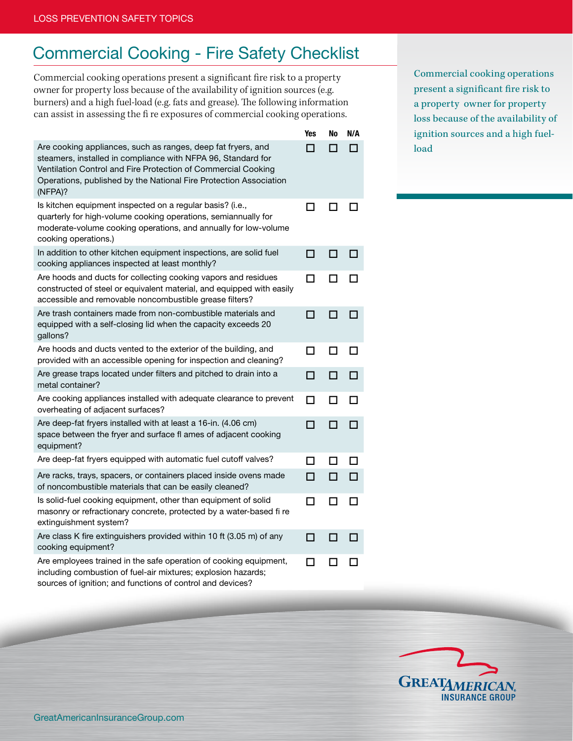# Commercial Cooking - Fire Safety Checklist

Commercial cooking operations present a significant fire risk to a property owner for property loss because of the availability of ignition sources (e.g. burners) and a high fuel-load (e.g. fats and grease). The following information can assist in assessing the fi re exposures of commercial cooking operations.

*Commercial cooking operations present a significant fire risk to a property owner for property loss because of the availability of ignition sources and a high fuel-load*

| | Yes | No | N/A |
|---|---|---|---|
| Are cooking appliances, such as ranges, deep fat fryers, and steamers, installed in compliance with NFPA 96, Standard for Ventilation Control and Fire Protection of Commercial Cooking Operations, published by the National Fire Protection Association (NFPA)? | ☐ | ☐ | ☐ |
| Is kitchen equipment inspected on a regular basis? (i.e., quarterly for high-volume cooking operations, semiannually for moderate-volume cooking operations, and annually for low-volume cooking operations.) | ☐ | ☐ | ☐ |
| In addition to other kitchen equipment inspections, are solid fuel cooking appliances inspected at least monthly? | ☐ | ☐ | ☐ |
| Are hoods and ducts for collecting cooking vapors and residues constructed of steel or equivalent material, and equipped with easily accessible and removable noncombustible grease filters? | ☐ | ☐ | ☐ |
| Are trash containers made from non-combustible materials and equipped with a self-closing lid when the capacity exceeds 20 gallons? | ☐ | ☐ | ☐ |
| Are hoods and ducts vented to the exterior of the building, and provided with an accessible opening for inspection and cleaning? | ☐ | ☐ | ☐ |
| Are grease traps located under filters and pitched to drain into a metal container? | ☐ | ☐ | ☐ |
| Are cooking appliances installed with adequate clearance to prevent overheating of adjacent surfaces? | ☐ | ☐ | ☐ |
| Are deep-fat fryers installed with at least a 16-in. (4.06 cm) space between the fryer and surface fl ames of adjacent cooking equipment? | ☐ | ☐ | ☐ |
| Are deep-fat fryers equipped with automatic fuel cutoff valves? | ☐ | ☐ | ☐ |
| Are racks, trays, spacers, or containers placed inside ovens made of noncombustible materials that can be easily cleaned? | ☐ | ☐ | ☐ |
| Is solid-fuel cooking equipment, other than equipment of solid masonry or refractionary concrete, protected by a water-based fi re extinguishment system? | ☐ | ☐ | ☐ |
| Are class K fire extinguishers provided within 10 ft (3.05 m) of any cooking equipment? | ☐ | ☐ | ☐ |
| Are employees trained in the safe operation of cooking equipment, including combustion of fuel-air mixtures; explosion hazards; sources of ignition; and functions of control and devices? | ☐ | ☐ | ☐ |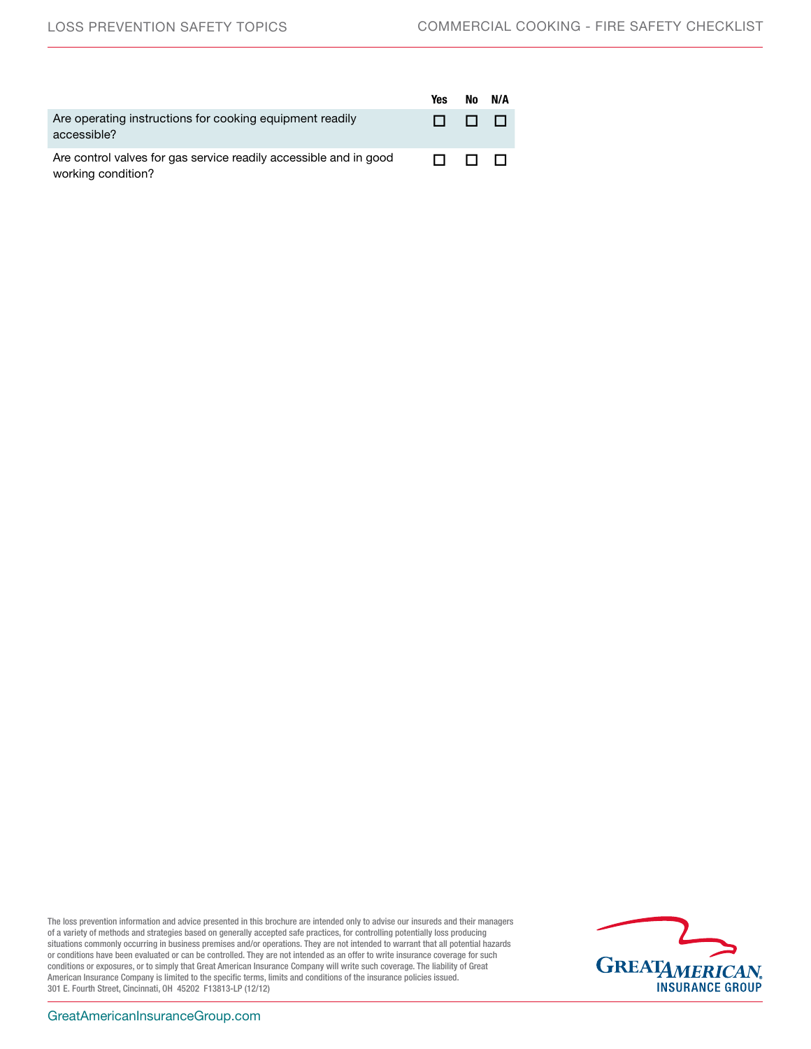| | Yes | No | N/A |
|---|---|---|---|
| Are operating instructions for cooking equipment readily accessible? | ☐ | ☐ | ☐ |
| Are control valves for gas service readily accessible and in good working condition? | ☐ | ☐ | ☐ |

The loss prevention information and advice presented in this brochure are intended only to advise our insureds and their managers of a variety of methods and strategies based on generally accepted safe practices, for controlling potentially loss producing situations commonly occurring in business premises and/or operations. They are not intended to warrant that all potential hazards or conditions have been evaluated or can be controlled. They are not intended as an offer to write insurance coverage for such conditions or exposures, or to simply that Great American Insurance Company will write such coverage. The liability of Great American Insurance Company is limited to the specific terms, limits and conditions of the insurance policies issued.
301 E. Fourth Street, Cincinnati, OH 45202 F13813-LP (12/12)

GREAT AMERICAN INSURANCE GROUP

GreatAmericanInsuranceGroup.com